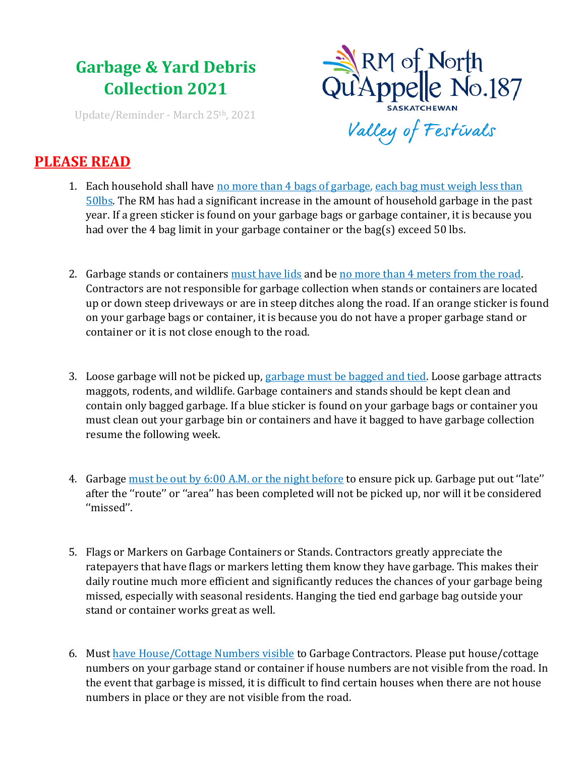# Garbage & Yard Debris Collection 2021

Update/Reminder - March 25th, 2021

RM of North Qu'Appelle No.187
SASKATCHEWAN
Valley of Festivals

## PLEASE READ

1. Each household shall have no more than 4 bags of garbage, each bag must weigh less than 50lbs. The RM has had a significant increase in the amount of household garbage in the past year. If a green sticker is found on your garbage bags or garbage container, it is because you had over the 4 bag limit in your garbage container or the bag(s) exceed 50 lbs.

2. Garbage stands or containers must have lids and be no more than 4 meters from the road. Contractors are not responsible for garbage collection when stands or containers are located up or down steep driveways or are in steep ditches along the road. If an orange sticker is found on your garbage bags or container, it is because you do not have a proper garbage stand or container or it is not close enough to the road.

3. Loose garbage will not be picked up, garbage must be bagged and tied. Loose garbage attracts maggots, rodents, and wildlife. Garbage containers and stands should be kept clean and contain only bagged garbage. If a blue sticker is found on your garbage bags or container you must clean out your garbage bin or containers and have it bagged to have garbage collection resume the following week.

4. Garbage must be out by 6:00 A.M. or the night before to ensure pick up. Garbage put out ''late'' after the ''route'' or ''area'' has been completed will not be picked up, nor will it be considered ''missed''.

5. Flags or Markers on Garbage Containers or Stands. Contractors greatly appreciate the ratepayers that have flags or markers letting them know they have garbage. This makes their daily routine much more efficient and significantly reduces the chances of your garbage being missed, especially with seasonal residents. Hanging the tied end garbage bag outside your stand or container works great as well.

6. Must have House/Cottage Numbers visible to Garbage Contractors. Please put house/cottage numbers on your garbage stand or container if house numbers are not visible from the road. In the event that garbage is missed, it is difficult to find certain houses when there are not house numbers in place or they are not visible from the road.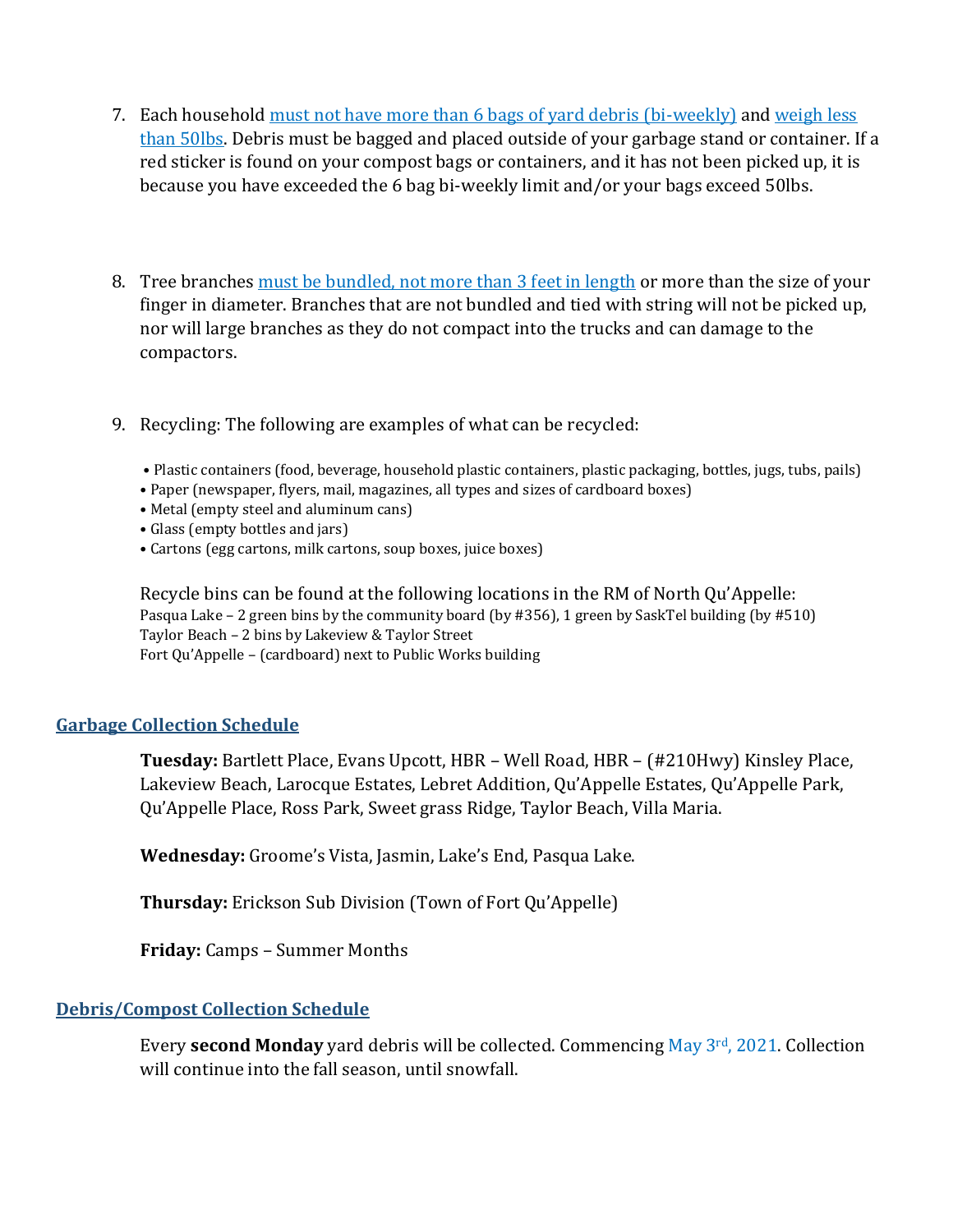7. Each household must not have more than 6 bags of yard debris (bi-weekly) and weigh less than 50lbs. Debris must be bagged and placed outside of your garbage stand or container. If a red sticker is found on your compost bags or containers, and it has not been picked up, it is because you have exceeded the 6 bag bi-weekly limit and/or your bags exceed 50lbs.

8. Tree branches must be bundled, not more than 3 feet in length or more than the size of your finger in diameter. Branches that are not bundled and tied with string will not be picked up, nor will large branches as they do not compact into the trucks and can damage to the compactors.

9. Recycling: The following are examples of what can be recycled:

   - Plastic containers (food, beverage, household plastic containers, plastic packaging, bottles, jugs, tubs, pails)
   - Paper (newspaper, flyers, mail, magazines, all types and sizes of cardboard boxes)
   - Metal (empty steel and aluminum cans)
   - Glass (empty bottles and jars)
   - Cartons (egg cartons, milk cartons, soup boxes, juice boxes)

   Recycle bins can be found at the following locations in the RM of North Qu'Appelle:
   Pasqua Lake – 2 green bins by the community board (by #356), 1 green by SaskTel building (by #510)
   Taylor Beach – 2 bins by Lakeview & Taylor Street
   Fort Qu'Appelle – (cardboard) next to Public Works building

## Garbage Collection Schedule

**Tuesday:** Bartlett Place, Evans Upcott, HBR – Well Road, HBR – (#210Hwy) Kinsley Place, Lakeview Beach, Larocque Estates, Lebret Addition, Qu'Appelle Estates, Qu'Appelle Park, Qu'Appelle Place, Ross Park, Sweet grass Ridge, Taylor Beach, Villa Maria.

**Wednesday:** Groome's Vista, Jasmin, Lake's End, Pasqua Lake.

**Thursday:** Erickson Sub Division (Town of Fort Qu'Appelle)

**Friday:** Camps – Summer Months

## Debris/Compost Collection Schedule

Every **second Monday** yard debris will be collected. Commencing May 3rd, 2021. Collection will continue into the fall season, until snowfall.